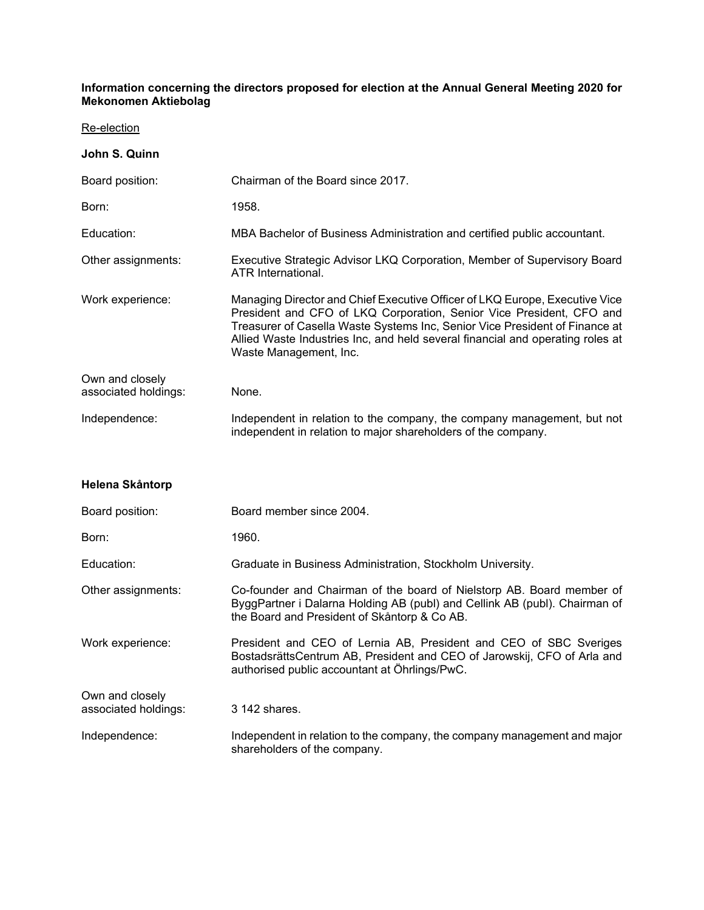**Information concerning the directors proposed for election at the Annual General Meeting 2020 for Mekonomen Aktiebolag**

Re-election

**John S. Quinn**

| | |
|---|---|
| Board position: | Chairman of the Board since 2017. |
| Born: | 1958. |
| Education: | MBA Bachelor of Business Administration and certified public accountant. |
| Other assignments: | Executive Strategic Advisor LKQ Corporation, Member of Supervisory Board ATR International. |
| Work experience: | Managing Director and Chief Executive Officer of LKQ Europe, Executive Vice President and CFO of LKQ Corporation, Senior Vice President, CFO and Treasurer of Casella Waste Systems Inc, Senior Vice President of Finance at Allied Waste Industries Inc, and held several financial and operating roles at Waste Management, Inc. |
| Own and closely associated holdings: | None. |
| Independence: | Independent in relation to the company, the company management, but not independent in relation to major shareholders of the company. |

**Helena Skåntorp**

| | |
|---|---|
| Board position: | Board member since 2004. |
| Born: | 1960. |
| Education: | Graduate in Business Administration, Stockholm University. |
| Other assignments: | Co-founder and Chairman of the board of Nielstorp AB. Board member of ByggPartner i Dalarna Holding AB (publ) and Cellink AB (publ). Chairman of the Board and President of Skåntorp & Co AB. |
| Work experience: | President and CEO of Lernia AB, President and CEO of SBC Sveriges BostadsrättsCentrum AB, President and CEO of Jarowskij, CFO of Arla and authorised public accountant at Öhrlings/PwC. |
| Own and closely associated holdings: | 3 142 shares. |
| Independence: | Independent in relation to the company, the company management and major shareholders of the company. |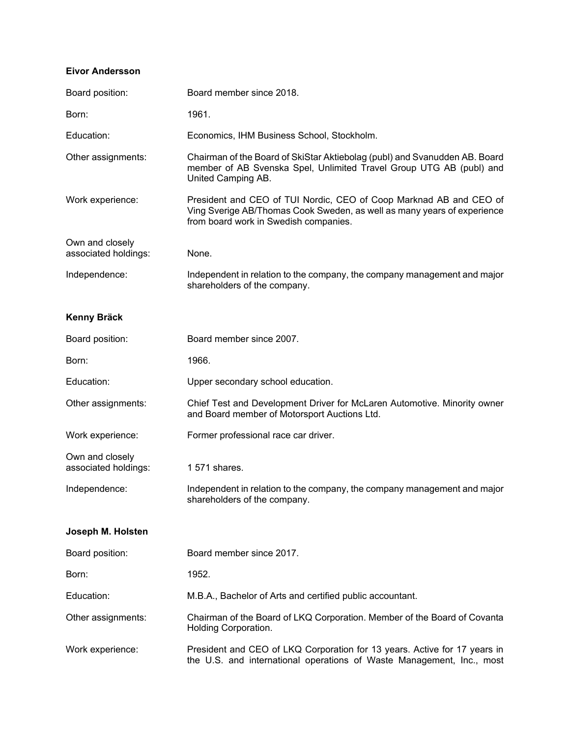**Eivor Andersson**

| | |
|---|---|
| Board position: | Board member since 2018. |
| Born: | 1961. |
| Education: | Economics, IHM Business School, Stockholm. |
| Other assignments: | Chairman of the Board of SkiStar Aktiebolag (publ) and Svanudden AB. Board member of AB Svenska Spel, Unlimited Travel Group UTG AB (publ) and United Camping AB. |
| Work experience: | President and CEO of TUI Nordic, CEO of Coop Marknad AB and CEO of Ving Sverige AB/Thomas Cook Sweden, as well as many years of experience from board work in Swedish companies. |
| Own and closely associated holdings: | None. |
| Independence: | Independent in relation to the company, the company management and major shareholders of the company. |

**Kenny Bräck**

| | |
|---|---|
| Board position: | Board member since 2007. |
| Born: | 1966. |
| Education: | Upper secondary school education. |
| Other assignments: | Chief Test and Development Driver for McLaren Automotive. Minority owner and Board member of Motorsport Auctions Ltd. |
| Work experience: | Former professional race car driver. |
| Own and closely associated holdings: | 1 571 shares. |
| Independence: | Independent in relation to the company, the company management and major shareholders of the company. |

**Joseph M. Holsten**

| | |
|---|---|
| Board position: | Board member since 2017. |
| Born: | 1952. |
| Education: | M.B.A., Bachelor of Arts and certified public accountant. |
| Other assignments: | Chairman of the Board of LKQ Corporation. Member of the Board of Covanta Holding Corporation. |
| Work experience: | President and CEO of LKQ Corporation for 13 years. Active for 17 years in the U.S. and international operations of Waste Management, Inc., most |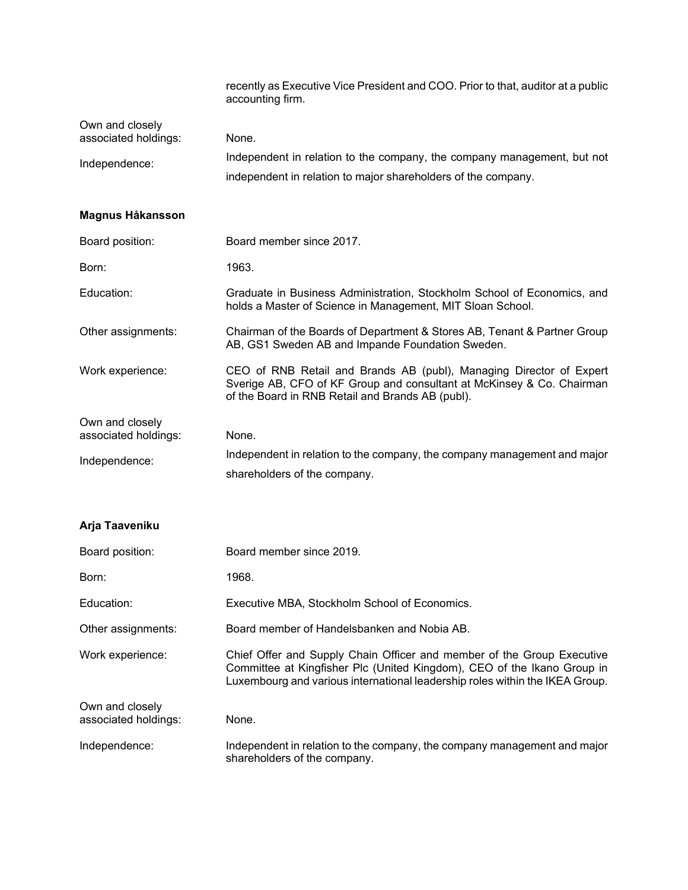recently as Executive Vice President and COO. Prior to that, auditor at a public accounting firm.

| | |
|---|---|
| Own and closely associated holdings: | None. |
| Independence: | Independent in relation to the company, the company management, but not independent in relation to major shareholders of the company. |

**Magnus Håkansson**

| | |
|---|---|
| Board position: | Board member since 2017. |
| Born: | 1963. |
| Education: | Graduate in Business Administration, Stockholm School of Economics, and holds a Master of Science in Management, MIT Sloan School. |
| Other assignments: | Chairman of the Boards of Department & Stores AB, Tenant & Partner Group AB, GS1 Sweden AB and Impande Foundation Sweden. |
| Work experience: | CEO of RNB Retail and Brands AB (publ), Managing Director of Expert Sverige AB, CFO of KF Group and consultant at McKinsey & Co. Chairman of the Board in RNB Retail and Brands AB (publ). |
| Own and closely associated holdings: | None. |
| Independence: | Independent in relation to the company, the company management and major shareholders of the company. |

**Arja Taaveniku**

| | |
|---|---|
| Board position: | Board member since 2019. |
| Born: | 1968. |
| Education: | Executive MBA, Stockholm School of Economics. |
| Other assignments: | Board member of Handelsbanken and Nobia AB. |
| Work experience: | Chief Offer and Supply Chain Officer and member of the Group Executive Committee at Kingfisher Plc (United Kingdom), CEO of the Ikano Group in Luxembourg and various international leadership roles within the IKEA Group. |
| Own and closely associated holdings: | None. |
| Independence: | Independent in relation to the company, the company management and major shareholders of the company. |